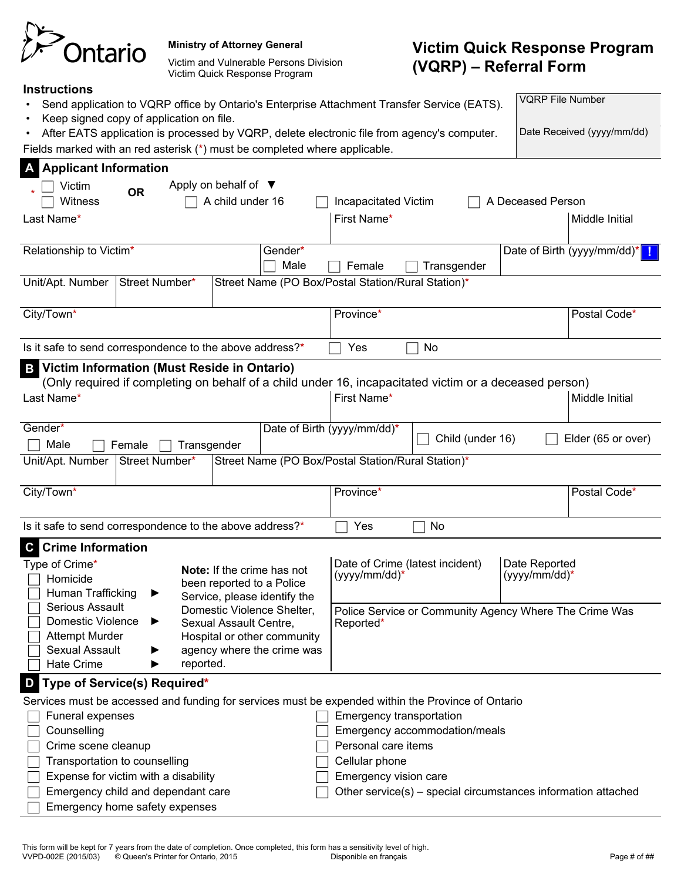Ontario

**Ministry of Attorney General**

Victim and Vulnerable Persons Division
Victim Quick Response Program

# Victim Quick Response Program (VQRP) – Referral Form

| VQRP File Number |
|---|
| Date Received (yyyy/mm/dd) |

## Instructions

- Send application to VQRP office by Ontario's Enterprise Attachment Transfer Service (EATS).
- Keep signed copy of application on file.
- After EATS application is processed by VQRP, delete electronic file from agency's computer.

Fields marked with an red asterisk (*) must be completed where applicable.

## A Applicant Information

* ☐ Victim ☐ Witness **OR** Apply on behalf of ▼ ☐ A child under 16 ☐ Incapacitated Victim ☐ A Deceased Person

| Last Name* | First Name* | Middle Initial |
|---|---|---|
| | | |

| Relationship to Victim* | Gender* ☐ Male ☐ Female ☐ Transgender | Date of Birth (yyyy/mm/dd)* |
|---|---|---|
| | | |

| Unit/Apt. Number | Street Number* | Street Name (PO Box/Postal Station/Rural Station)* |
|---|---|---|
| | | |

| City/Town* | Province* | Postal Code* |
|---|---|---|
| | | |

Is it safe to send correspondence to the above address?* ☐ Yes ☐ No

## B Victim Information (Must Reside in Ontario)

(Only required if completing on behalf of a child under 16, incapacitated victim or a deceased person)

| Last Name* | First Name* | Middle Initial |
|---|---|---|
| | | |

| Gender* ☐ Male ☐ Female ☐ Transgender | Date of Birth (yyyy/mm/dd)* | ☐ Child (under 16) ☐ Elder (65 or over) |
|---|---|---|
| | | |

| Unit/Apt. Number | Street Number* | Street Name (PO Box/Postal Station/Rural Station)* |
|---|---|---|
| | | |

| City/Town* | Province* | Postal Code* |
|---|---|---|
| | | |

Is it safe to send correspondence to the above address?* ☐ Yes ☐ No

## C Crime Information

Type of Crime*

- ☐ Homicide
- ☐ Human Trafficking ►
- ☐ Serious Assault
- ☐ Domestic Violence ►
- ☐ Attempt Murder
- ☐ Sexual Assault ►
- ☐ Hate Crime ►

**Note:** If the crime has not been reported to a Police Service, please identify the Domestic Violence Shelter, Sexual Assault Centre, Hospital or other community agency where the crime was reported.

| Date of Crime (latest incident) (yyyy/mm/dd)* | Date Reported (yyyy/mm/dd)* |
|---|---|
| | |

Police Service or Community Agency Where The Crime Was Reported*

## D Type of Service(s) Required*

Services must be accessed and funding for services must be expended within the Province of Ontario

- ☐ Funeral expenses
- ☐ Counselling
- ☐ Crime scene cleanup
- ☐ Transportation to counselling
- ☐ Expense for victim with a disability
- ☐ Emergency child and dependant care
- ☐ Emergency home safety expenses
- ☐ Emergency transportation
- ☐ Emergency accommodation/meals
- ☐ Personal care items
- ☐ Cellular phone
- ☐ Emergency vision care
- ☐ Other service(s) – special circumstances information attached

This form will be kept for 7 years from the date of completion. Once completed, this form has a sensitivity level of high.
VVPD-002E (2015/03) © Queen's Printer for Ontario, 2015 Disponible en français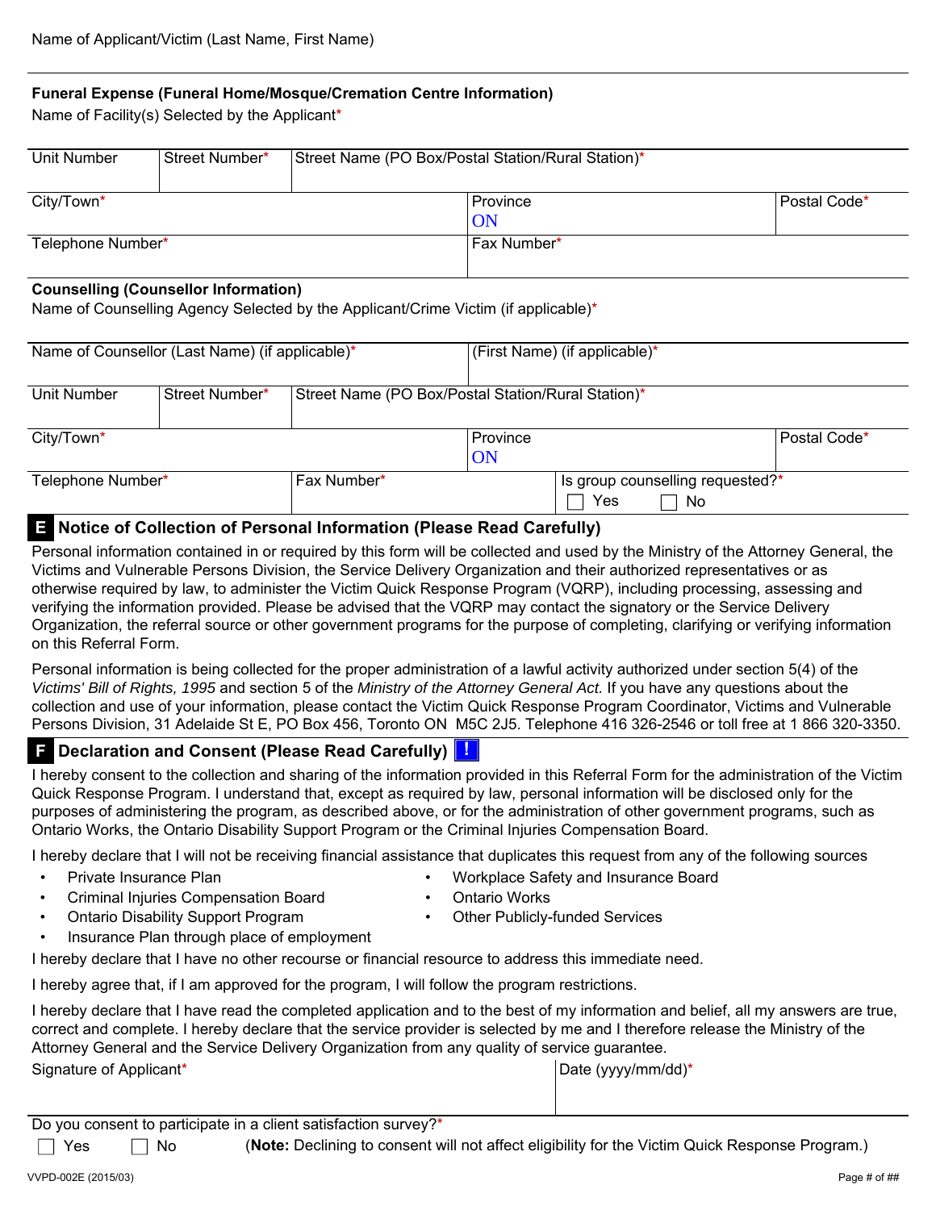Name of Applicant/Victim (Last Name, First Name)

**Funeral Expense (Funeral Home/Mosque/Cremation Centre Information)**

Name of Facility(s) Selected by the Applicant*

| Unit Number | Street Number* | Street Name (PO Box/Postal Station/Rural Station)* | | |
|---|---|---|---|---|
| City/Town* | | | Province ON | Postal Code* |
| Telephone Number* | | | Fax Number* | |

**Counselling (Counsellor Information)**

Name of Counselling Agency Selected by the Applicant/Crime Victim (if applicable)*

| Name of Counsellor (Last Name) (if applicable)* | | | (First Name) (if applicable)* | |
|---|---|---|---|---|
| Unit Number | Street Number* | Street Name (PO Box/Postal Station/Rural Station)* | | |
| City/Town* | | | Province ON | Postal Code* |
| Telephone Number* | Fax Number* | | Is group counselling requested?* ☐ Yes ☐ No | |

## E Notice of Collection of Personal Information (Please Read Carefully)

Personal information contained in or required by this form will be collected and used by the Ministry of the Attorney General, the Victims and Vulnerable Persons Division, the Service Delivery Organization and their authorized representatives or as otherwise required by law, to administer the Victim Quick Response Program (VQRP), including processing, assessing and verifying the information provided. Please be advised that the VQRP may contact the signatory or the Service Delivery Organization, the referral source or other government programs for the purpose of completing, clarifying or verifying information on this Referral Form.

Personal information is being collected for the proper administration of a lawful activity authorized under section 5(4) of the *Victims' Bill of Rights, 1995* and section 5 of the *Ministry of the Attorney General Act.* If you have any questions about the collection and use of your information, please contact the Victim Quick Response Program Coordinator, Victims and Vulnerable Persons Division, 31 Adelaide St E, PO Box 456, Toronto ON M5C 2J5. Telephone 416 326-2546 or toll free at 1 866 320-3350.

## F Declaration and Consent (Please Read Carefully) !

I hereby consent to the collection and sharing of the information provided in this Referral Form for the administration of the Victim Quick Response Program. I understand that, except as required by law, personal information will be disclosed only for the purposes of administering the program, as described above, or for the administration of other government programs, such as Ontario Works, the Ontario Disability Support Program or the Criminal Injuries Compensation Board.

I hereby declare that I will not be receiving financial assistance that duplicates this request from any of the following sources

- Private Insurance Plan
- Criminal Injuries Compensation Board
- Ontario Disability Support Program
- Insurance Plan through place of employment
- Workplace Safety and Insurance Board
- Ontario Works
- Other Publicly-funded Services

I hereby declare that I have no other recourse or financial resource to address this immediate need.

I hereby agree that, if I am approved for the program, I will follow the program restrictions.

I hereby declare that I have read the completed application and to the best of my information and belief, all my answers are true, correct and complete. I hereby declare that the service provider is selected by me and I therefore release the Ministry of the Attorney General and the Service Delivery Organization from any quality of service guarantee.

| Signature of Applicant* | Date (yyyy/mm/dd)* |
|---|---|
| | |

Do you consent to participate in a client satisfaction survey?*

☐ Yes ☐ No (**Note:** Declining to consent will not affect eligibility for the Victim Quick Response Program.)

VVPD-002E (2015/03)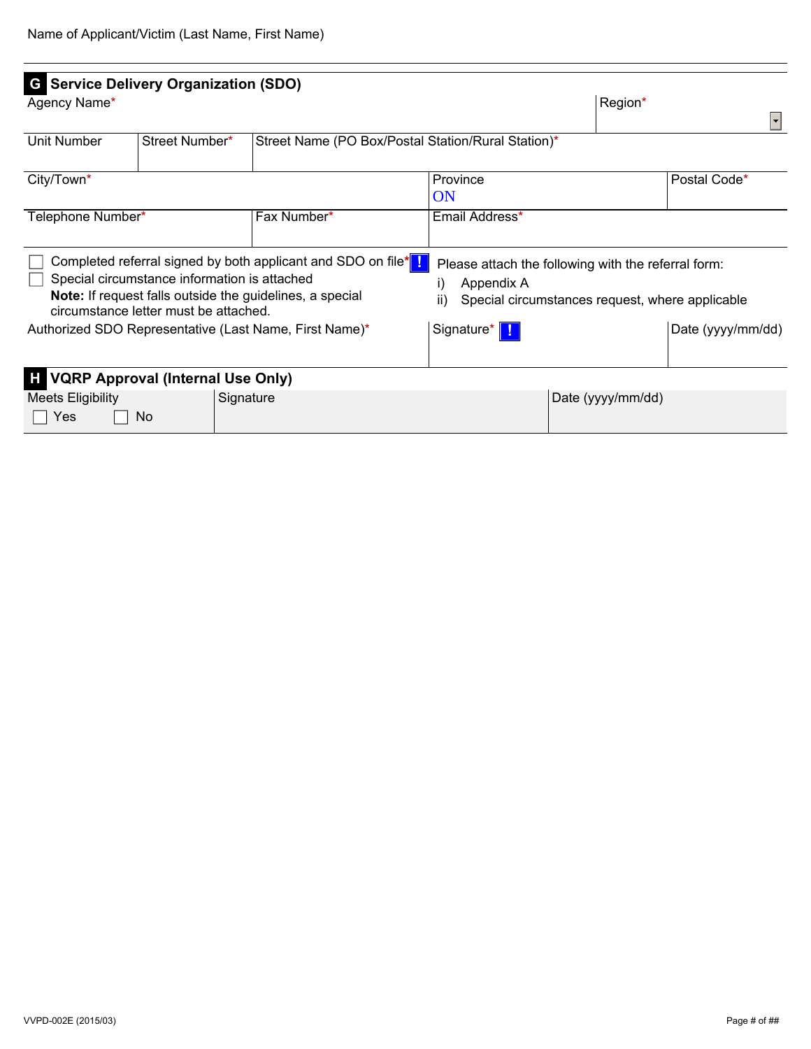Name of Applicant/Victim (Last Name, First Name)

## G Service Delivery Organization (SDO)

| | | | | |
|---|---|---|---|---|
| Agency Name* | | | | Region* |
| Unit Number | Street Number* | Street Name (PO Box/Postal Station/Rural Station)* | | |
| City/Town* | | | Province<br>ON | Postal Code* |
| Telephone Number* | | Fax Number* | Email Address* | |

- ☐ Completed referral signed by both applicant and SDO on file*
- ☐ Special circumstance information is attached

**Note:** If request falls outside the guidelines, a special circumstance letter must be attached.

Please attach the following with the referral form:

i) Appendix A
ii) Special circumstances request, where applicable

| Authorized SDO Representative (Last Name, First Name)* | Signature* | Date (yyyy/mm/dd) |
|---|---|---|
| | | |

## H VQRP Approval (Internal Use Only)

| Meets Eligibility | Signature | Date (yyyy/mm/dd) |
|---|---|---|
| ☐ Yes ☐ No | | |

VVPD-002E (2015/03)